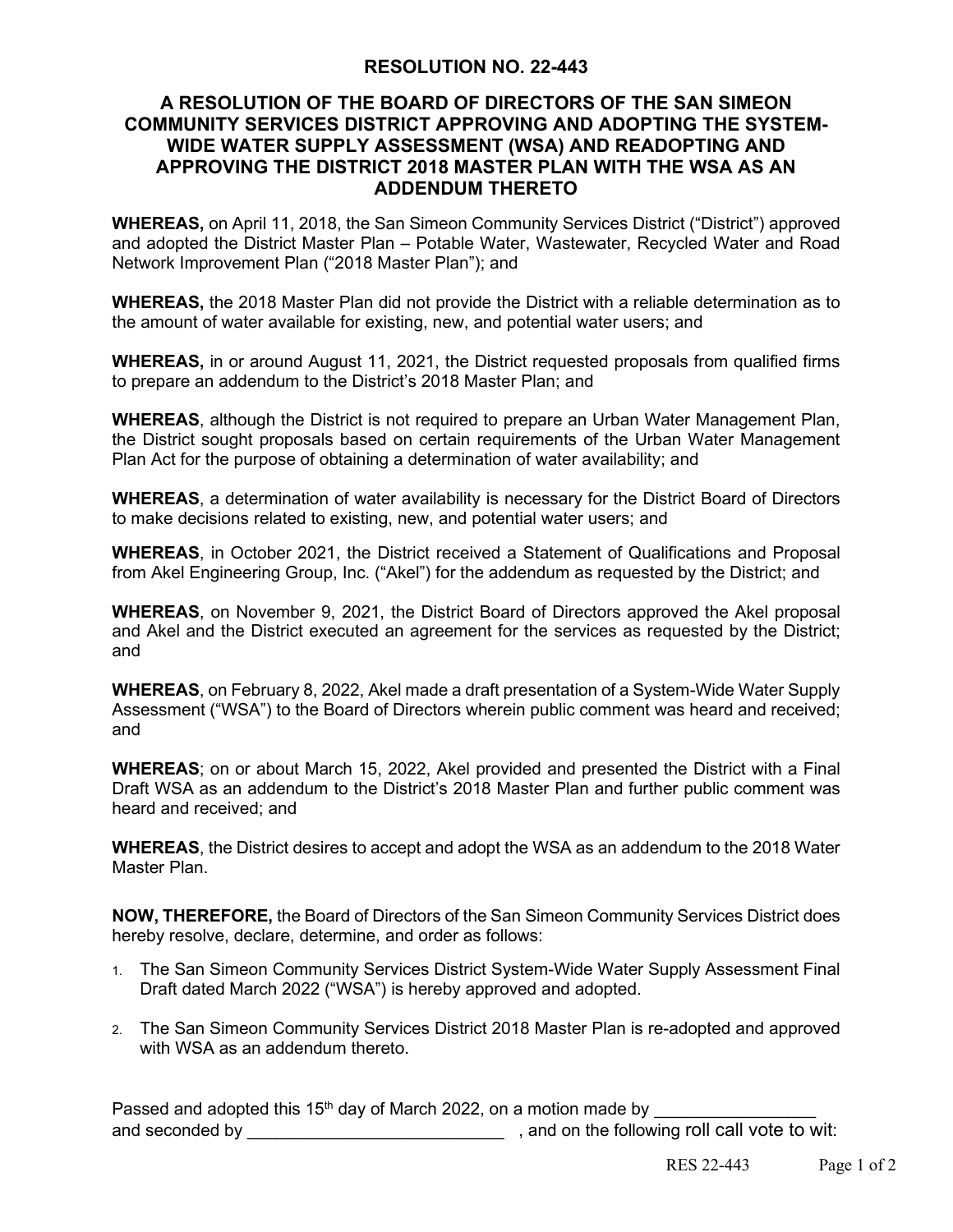# RESOLUTION NO. 22-443

## A RESOLUTION OF THE BOARD OF DIRECTORS OF THE SAN SIMEON COMMUNITY SERVICES DISTRICT APPROVING AND ADOPTING THE SYSTEM-WIDE WATER SUPPLY ASSESSMENT (WSA) AND READOPTING AND APPROVING THE DISTRICT 2018 MASTER PLAN WITH THE WSA AS AN ADDENDUM THERETO

**WHEREAS,** on April 11, 2018, the San Simeon Community Services District ("District") approved and adopted the District Master Plan – Potable Water, Wastewater, Recycled Water and Road Network Improvement Plan ("2018 Master Plan"); and

**WHEREAS,** the 2018 Master Plan did not provide the District with a reliable determination as to the amount of water available for existing, new, and potential water users; and

**WHEREAS,** in or around August 11, 2021, the District requested proposals from qualified firms to prepare an addendum to the District's 2018 Master Plan; and

**WHEREAS**, although the District is not required to prepare an Urban Water Management Plan, the District sought proposals based on certain requirements of the Urban Water Management Plan Act for the purpose of obtaining a determination of water availability; and

**WHEREAS**, a determination of water availability is necessary for the District Board of Directors to make decisions related to existing, new, and potential water users; and

**WHEREAS**, in October 2021, the District received a Statement of Qualifications and Proposal from Akel Engineering Group, Inc. ("Akel") for the addendum as requested by the District; and

**WHEREAS**, on November 9, 2021, the District Board of Directors approved the Akel proposal and Akel and the District executed an agreement for the services as requested by the District; and

**WHEREAS**, on February 8, 2022, Akel made a draft presentation of a System-Wide Water Supply Assessment ("WSA") to the Board of Directors wherein public comment was heard and received; and

**WHEREAS**; on or about March 15, 2022, Akel provided and presented the District with a Final Draft WSA as an addendum to the District's 2018 Master Plan and further public comment was heard and received; and

**WHEREAS**, the District desires to accept and adopt the WSA as an addendum to the 2018 Water Master Plan.

**NOW, THEREFORE,** the Board of Directors of the San Simeon Community Services District does hereby resolve, declare, determine, and order as follows:

1. The San Simeon Community Services District System-Wide Water Supply Assessment Final Draft dated March 2022 ("WSA") is hereby approved and adopted.
2. The San Simeon Community Services District 2018 Master Plan is re-adopted and approved with WSA as an addendum thereto.

Passed and adopted this 15th day of March 2022, on a motion made by ________________ and seconded by ___________________________ , and on the following roll call vote to wit: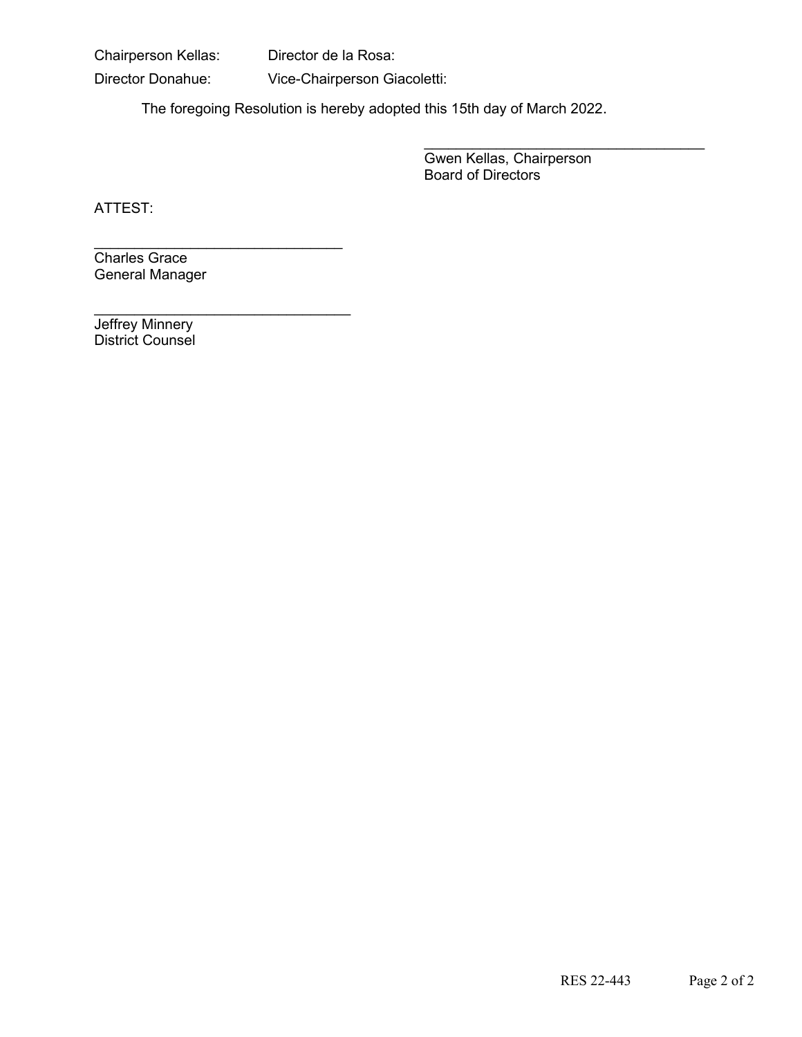Chairperson Kellas: Director de la Rosa:

Director Donahue: Vice-Chairperson Giacoletti:

The foregoing Resolution is hereby adopted this 15th day of March 2022.

\_\_\_\_\_\_\_\_\_\_\_\_\_\_\_\_\_\_\_\_\_\_\_\_\_\_\_\_\_\_\_\_\_\_\_
Gwen Kellas, Chairperson
Board of Directors

ATTEST:

\_\_\_\_\_\_\_\_\_\_\_\_\_\_\_\_\_\_\_\_\_\_\_\_\_\_\_\_\_\_\_\_\_
Charles Grace
General Manager

\_\_\_\_\_\_\_\_\_\_\_\_\_\_\_\_\_\_\_\_\_\_\_\_\_\_\_\_\_\_\_\_\_
Jeffrey Minnery
District Counsel